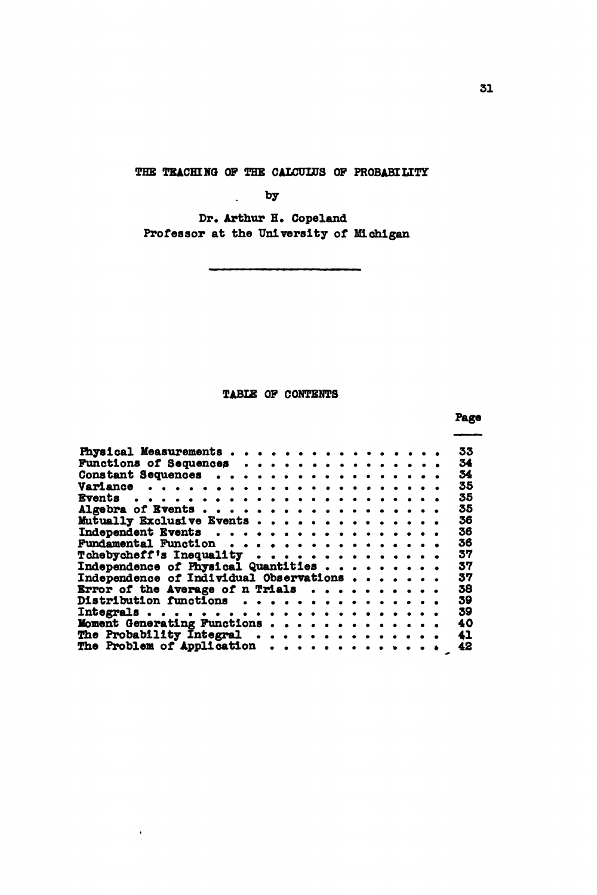# THE TEACHING OF THE CALCULUS OF PROBABILITY

by

Dr. Arthur H. Copeland
Professor at the University of Michigan

---

## TABLE OF CONTENTS

| | Page |
|---|---|
| Physical Measurements | 33 |
| Functions of Sequences | 34 |
| Constant Sequences | 34 |
| Variance | 35 |
| Events | 35 |
| Algebra of Events | 35 |
| Mutually Exclusive Events | 36 |
| Independent Events | 36 |
| Fundamental Function | 36 |
| Tchebycheff's Inequality | 37 |
| Independence of Physical Quantities | 37 |
| Independence of Individual Observations | 37 |
| Error of the Average of n Trials | 38 |
| Distribution functions | 39 |
| Integrals | 39 |
| Moment Generating Functions | 40 |
| The Probability Integral | 41 |
| The Problem of Application | 42 |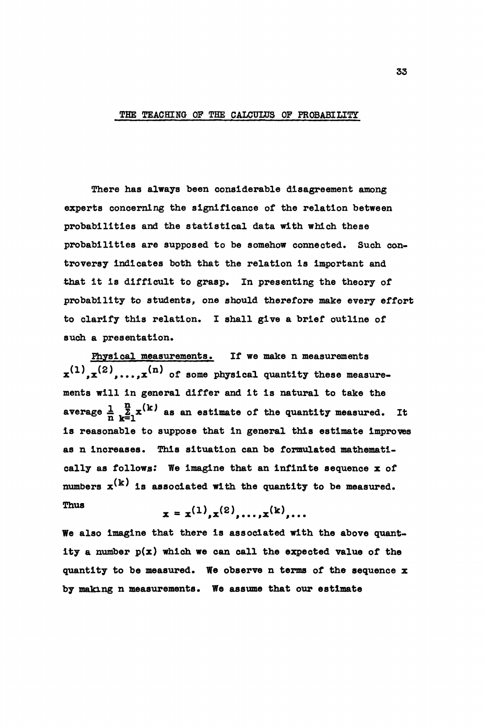# THE TEACHING OF THE CALCULUS OF PROBABILITY

There has always been considerable disagreement among experts concerning the significance of the relation between probabilities and the statistical data with which these probabilities are supposed to be somehow connected. Such controversy indicates both that the relation is important and that it is difficult to grasp. In presenting the theory of probability to students, one should therefore make every effort to clarify this relation. I shall give a brief outline of such a presentation.

Physical measurements. If we make n measurements $x^{(1)}, x^{(2)}, \ldots, x^{(n)}$ of some physical quantity these measurements will in general differ and it is natural to take the average $\frac{1}{n}\sum_{k=1}^{n} x^{(k)}$ as an estimate of the quantity measured. It is reasonable to suppose that in general this estimate improves as n increases. This situation can be formulated mathematically as follows: We imagine that an infinite sequence x of numbers $x^{(k)}$ is associated with the quantity to be measured. Thus

$$x = x^{(1)}, x^{(2)}, \ldots, x^{(k)}, \ldots$$

We also imagine that there is associated with the above quantity a number $p(x)$ which we can call the expected value of the quantity to be measured. We observe n terms of the sequence x by making n measurements. We assume that our estimate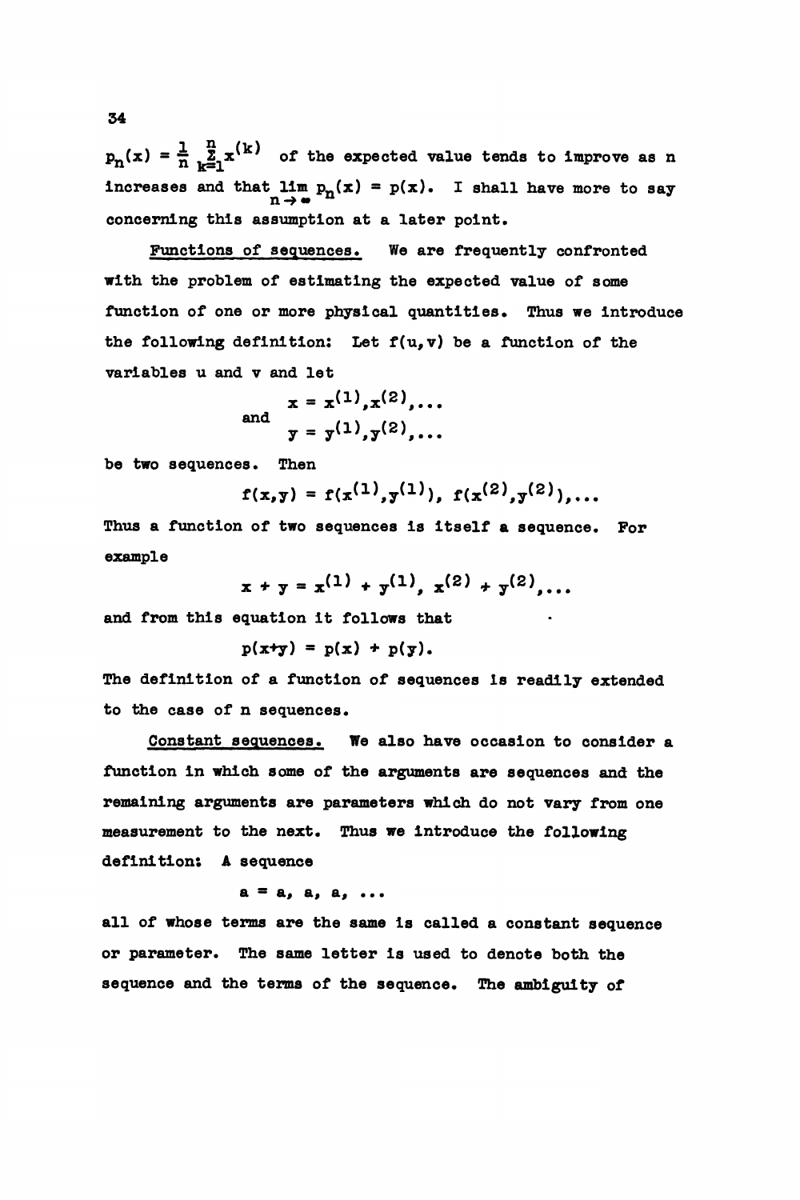$p_n(x) = \frac{1}{n} \sum_{k=1}^{n} x^{(k)}$ of the expected value tends to improve as n increases and that $\lim_{n \to \infty} p_n(x) = p(x)$. I shall have more to say concerning this assumption at a later point.

Functions of sequences. We are frequently confronted with the problem of estimating the expected value of some function of one or more physical quantities. Thus we introduce the following definition: Let $f(u,v)$ be a function of the variables u and v and let

$$x = x^{(1)}, x^{(2)}, \ldots$$

and

$$y = y^{(1)}, y^{(2)}, \ldots$$

be two sequences. Then

$$f(x,y) = f(x^{(1)}, y^{(1)}),\ f(x^{(2)}, y^{(2)}), \ldots$$

Thus a function of two sequences is itself a sequence. For example

$$x + y = x^{(1)} + y^{(1)},\ x^{(2)} + y^{(2)}, \ldots$$

and from this equation it follows that

$$p(x+y) = p(x) + p(y).$$

The definition of a function of sequences is readily extended to the case of n sequences.

Constant sequences. We also have occasion to consider a function in which some of the arguments are sequences and the remaining arguments are parameters which do not vary from one measurement to the next. Thus we introduce the following definition: A sequence

$$a = a,\ a,\ a,\ \ldots$$

all of whose terms are the same is called a constant sequence or parameter. The same letter is used to denote both the sequence and the terms of the sequence. The ambiguity of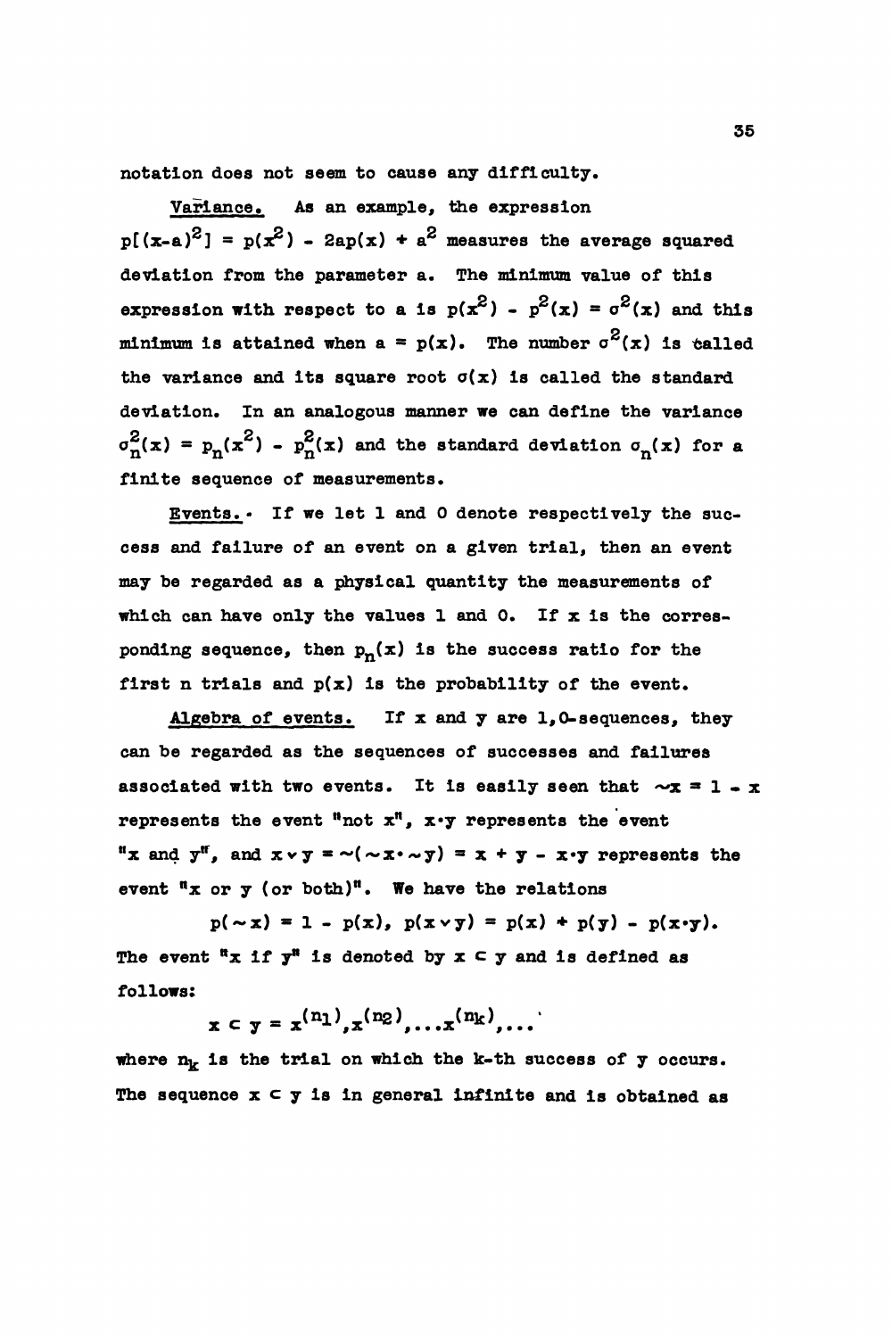notation does not seem to cause any difficulty.

Variance. As an example, the expression $p[(x-a)^2] = p(x^2) - 2ap(x) + a^2$ measures the average squared deviation from the parameter a. The minimum value of this expression with respect to a is $p(x^2) - p^2(x) = \sigma^2(x)$ and this minimum is attained when $a = p(x)$. The number $\sigma^2(x)$ is called the variance and its square root $\sigma(x)$ is called the standard deviation. In an analogous manner we can define the variance $\sigma_n^2(x) = p_n(x^2) - p_n^2(x)$ and the standard deviation $\sigma_n(x)$ for a finite sequence of measurements.

Events. If we let 1 and 0 denote respectively the success and failure of an event on a given trial, then an event may be regarded as a physical quantity the measurements of which can have only the values 1 and 0. If x is the corresponding sequence, then $p_n(x)$ is the success ratio for the first n trials and $p(x)$ is the probability of the event.

Algebra of events. If x and y are 1,0-sequences, they can be regarded as the sequences of successes and failures associated with two events. It is easily seen that $\sim x = 1 - x$ represents the event "not x", $x \cdot y$ represents the event "x and y", and $x \vee y = \sim(\sim x \cdot \sim y) = x + y - x \cdot y$ represents the event "x or y (or both)". We have the relations

$$p(\sim x) = 1 - p(x), \; p(x \vee y) = p(x) + p(y) - p(x \cdot y).$$

The event "x if y" is denoted by $x \subset y$ and is defined as follows:

$$x \subset y = x^{(n_1)}, x^{(n_2)}, \ldots x^{(n_k)}, \ldots$$

where $n_k$ is the trial on which the k-th success of y occurs. The sequence $x \subset y$ is in general infinite and is obtained as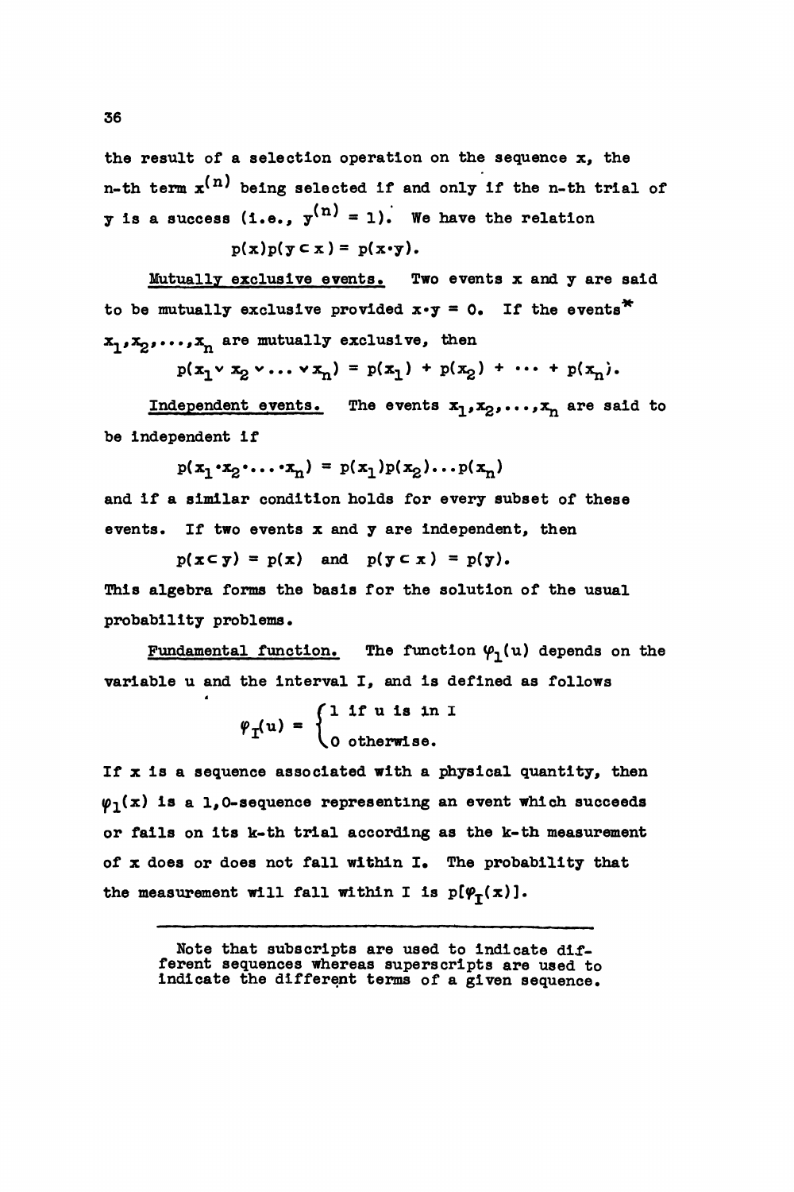the result of a selection operation on the sequence x, the n-th term $x^{(n)}$ being selected if and only if the n-th trial of y is a success (i.e., $y^{(n)} = 1$). We have the relation

$$p(x)p(y \subset x) = p(x \cdot y).$$

Mutually exclusive events. Two events x and y are said to be mutually exclusive provided $x \cdot y = 0$. If the events* $x_1, x_2, \ldots, x_n$ are mutually exclusive, then

$$p(x_1 \vee x_2 \vee \ldots \vee x_n) = p(x_1) + p(x_2) + \cdots + p(x_n).$$

Independent events. The events $x_1, x_2, \ldots, x_n$ are said to be independent if

$$p(x_1 \cdot x_2 \cdot \ldots \cdot x_n) = p(x_1)p(x_2)\ldots p(x_n)$$

and if a similar condition holds for every subset of these events. If two events x and y are independent, then

$$p(x \subset y) = p(x) \quad \text{and} \quad p(y \subset x) = p(y).$$

This algebra forms the basis for the solution of the usual probability problems.

Fundamental function. The function $\varphi_I(u)$ depends on the variable u and the interval I, and is defined as follows

$$\varphi_I(u) = \begin{cases} 1 \text{ if u is in I} \\ 0 \text{ otherwise.} \end{cases}$$

If x is a sequence associated with a physical quantity, then $\varphi_I(x)$ is a 1,0-sequence representing an event which succeeds or fails on its k-th trial according as the k-th measurement of x does or does not fall within I. The probability that the measurement will fall within I is $p[\varphi_I(x)]$.

---

*Note that subscripts are used to indicate different sequences whereas superscripts are used to indicate the different terms of a given sequence.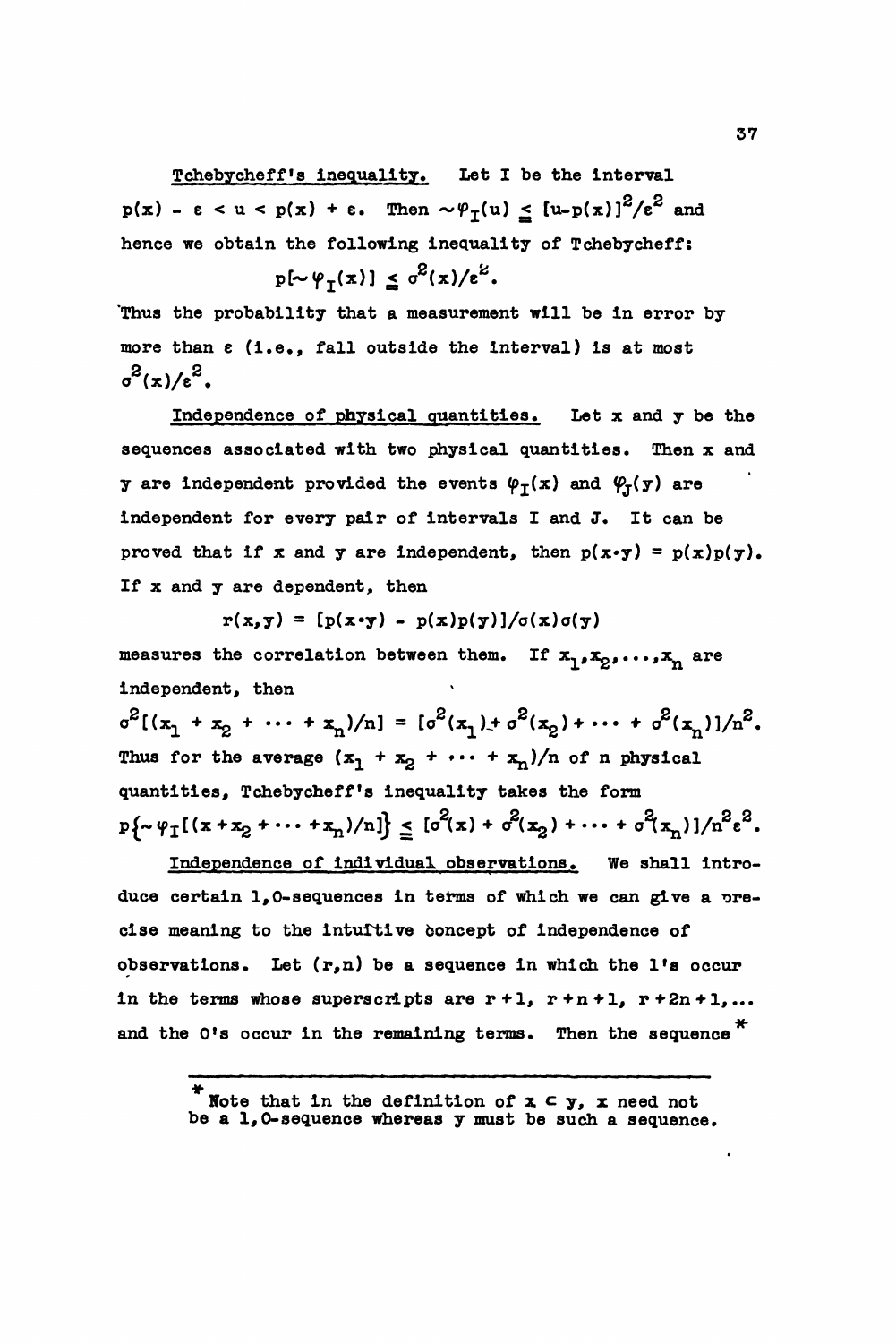Tchebycheff's inequality. Let I be the interval $p(x) - \varepsilon < u < p(x) + \varepsilon$. Then $\sim\varphi_I(u) \leq [u-p(x)]^2/\varepsilon^2$ and hence we obtain the following inequality of Tchebycheff:

$$p[\sim\varphi_I(x)] \leq \sigma^2(x)/\varepsilon^2.$$

Thus the probability that a measurement will be in error by more than $\varepsilon$ (i.e., fall outside the interval) is at most $\sigma^2(x)/\varepsilon^2$.

Independence of physical quantities. Let x and y be the sequences associated with two physical quantities. Then x and y are independent provided the events $\varphi_I(x)$ and $\varphi_J(y)$ are independent for every pair of intervals I and J. It can be proved that if x and y are independent, then $p(x\cdot y) = p(x)p(y)$. If x and y are dependent, then

$$r(x,y) = [p(x\cdot y) - p(x)p(y)]/\sigma(x)\sigma(y)$$

measures the correlation between them. If $x_1, x_2, \ldots, x_n$ are independent, then

$$\sigma^2[(x_1 + x_2 + \cdots + x_n)/n] = [\sigma^2(x_1) + \sigma^2(x_2) + \cdots + \sigma^2(x_n)]/n^2.$$

Thus for the average $(x_1 + x_2 + \cdots + x_n)/n$ of n physical quantities, Tchebycheff's inequality takes the form

$$p\{\sim\varphi_I[(x + x_2 + \cdots + x_n)/n]\} \leq [\sigma^2(x) + \sigma^2(x_2) + \cdots + \sigma^2(x_n)]/n^2\varepsilon^2.$$

Independence of individual observations. We shall introduce certain 1,0-sequences in terms of which we can give a precise meaning to the intuitive concept of independence of observations. Let (r,n) be a sequence in which the 1's occur in the terms whose superscripts are $r+1$, $r+n+1$, $r+2n+1, \ldots$ and the 0's occur in the remaining terms. Then the sequence*

---

* Note that in the definition of $x \subset y$, x need not be a 1,0-sequence whereas y must be such a sequence.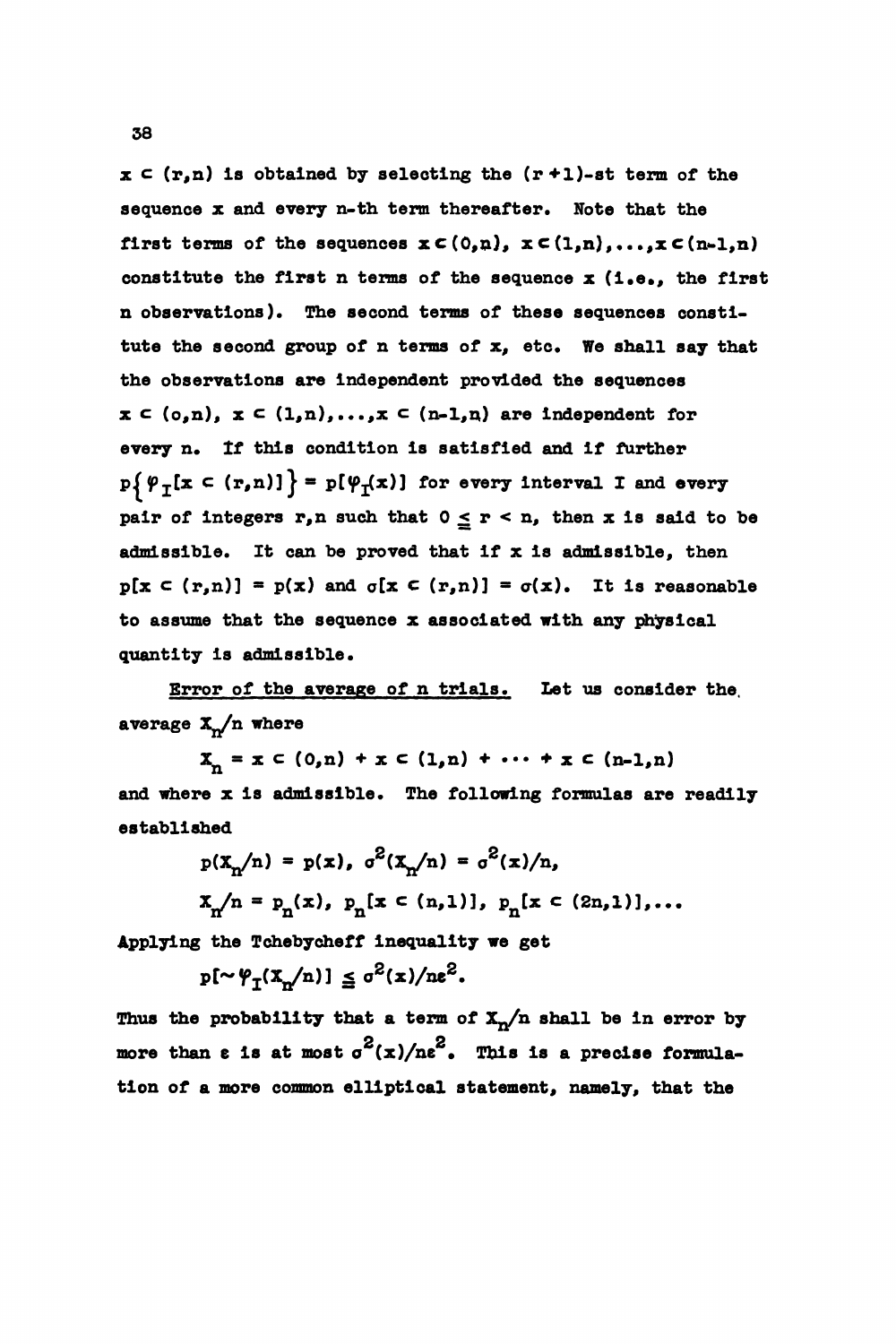$x \subset (r,n)$ is obtained by selecting the $(r+1)$-st term of the sequence $x$ and every $n$-th term thereafter. Note that the first terms of the sequences $x \subset (0,n)$, $x \subset (1,n), \ldots, x \subset (n-1,n)$ constitute the first $n$ terms of the sequence $x$ (i.e., the first $n$ observations). The second terms of these sequences constitute the second group of $n$ terms of $x$, etc. We shall say that the observations are independent provided the sequences $x \subset (0,n)$, $x \subset (1,n), \ldots, x \subset (n-1,n)$ are independent for every $n$. If this condition is satisfied and if further $p\{\varphi_I[x \subset (r,n)]\} = p[\varphi_I(x)]$ for every interval $I$ and every pair of integers $r,n$ such that $0 \leqq r < n$, then $x$ is said to be admissible. It can be proved that if $x$ is admissible, then $p[x \subset (r,n)] = p(x)$ and $\sigma[x \subset (r,n)] = \sigma(x)$. It is reasonable to assume that the sequence $x$ associated with any physical quantity is admissible.

Error of the average of n trials. Let us consider the average $X_n/n$ where

$$X_n = x \subset (0,n) + x \subset (1,n) + \cdots + x \subset (n-1,n)$$

and where $x$ is admissible. The following formulas are readily established

$$p(X_n/n) = p(x), \quad \sigma^2(X_n/n) = \sigma^2(x)/n,$$

$$X_n/n = p_n(x),\ p_n[x \subset (n,1)],\ p_n[x \subset (2n,1)], \ldots$$

Applying the Tchebycheff inequality we get

$$p[\sim \varphi_I(X_n/n)] \leqq \sigma^2(x)/n\varepsilon^2.$$

Thus the probability that a term of $X_n/n$ shall be in error by more than $\varepsilon$ is at most $\sigma^2(x)/n\varepsilon^2$. This is a precise formulation of a more common elliptical statement, namely, that the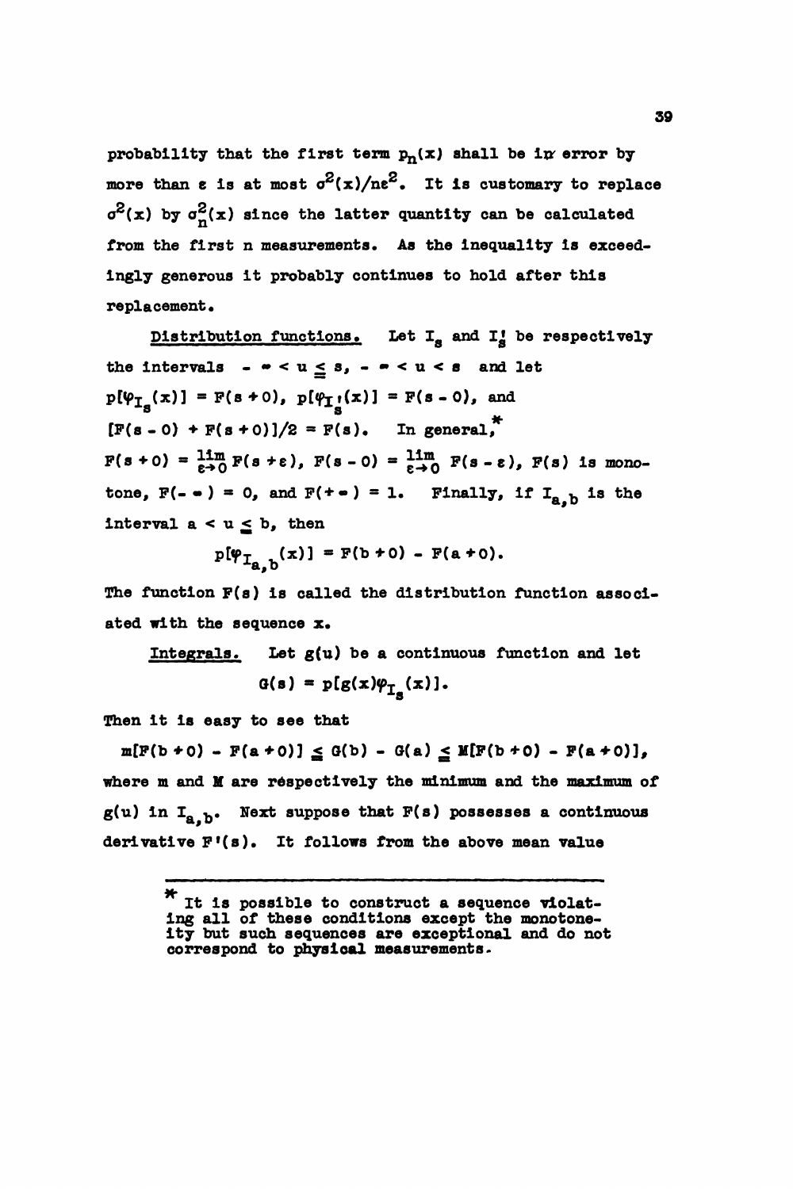probability that the first term $p_n(x)$ shall be in error by more than $\varepsilon$ is at most $\sigma^2(x)/n\varepsilon^2$. It is customary to replace $\sigma^2(x)$ by $\sigma_n^2(x)$ since the latter quantity can be calculated from the first n measurements. As the inequality is exceedingly generous it probably continues to hold after this replacement.

<u>Distribution functions.</u> Let $I_s$ and $I_s'$ be respectively the intervals $-\infty < u \leq s$, $-\infty < u < s$ and let $p[\varphi_{I_s}(x)] = F(s+0)$, $p[\varphi_{I_s'}(x)] = F(s-0)$, and $[F(s-0) + F(s+0)]/2 = F(s)$. In general,* $F(s+0) = \lim_{\varepsilon\to 0} F(s+\varepsilon)$, $F(s-0) = \lim_{\varepsilon\to 0} F(s-\varepsilon)$, $F(s)$ is monotone, $F(-\infty) = 0$, and $F(+\infty) = 1$. Finally, if $I_{a,b}$ is the interval $a < u \leq b$, then

$$p[\varphi_{I_{a,b}}(x)] = F(b+0) - F(a+0).$$

The function $F(s)$ is called the distribution function associated with the sequence $x$.

<u>Integrals.</u> Let $g(u)$ be a continuous function and let

$$G(s) = p[g(x)\varphi_{I_s}(x)].$$

Then it is easy to see that

$$m[F(b+0) - F(a+0)] \leq G(b) - G(a) \leq M[F(b+0) - F(a+0)],$$

where m and M are respectively the minimum and the maximum of $g(u)$ in $I_{a,b}$. Next suppose that $F(s)$ possesses a continuous derivative $F'(s)$. It follows from the above mean value

---

\* It is possible to construct a sequence violating all of these conditions except the monotoneity but such sequences are exceptional and do not correspond to physical measurements.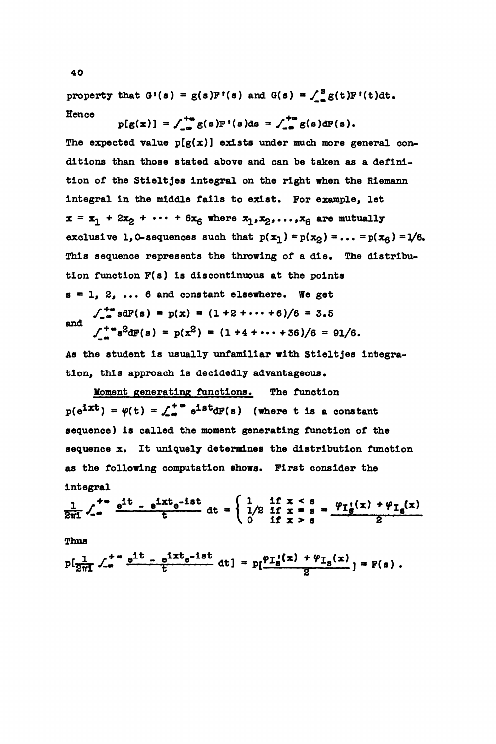property that $G'(s) = g(s)F'(s)$ and $G(s) = \int_{-\infty}^{s} g(t)F'(t)dt$. Hence

$$p[g(x)] = \int_{-\infty}^{+\infty} g(s)F'(s)ds = \int_{-\infty}^{+\infty} g(s)dF(s).$$

The expected value $p[g(x)]$ exists under much more general conditions than those stated above and can be taken as a definition of the Stieltjes integral on the right when the Riemann integral in the middle fails to exist. For example, let $x = x_1 + 2x_2 + \cdots + 6x_6$ where $x_1, x_2, \ldots, x_6$ are mutually exclusive 1,0-sequences such that $p(x_1) = p(x_2) = \ldots = p(x_6) = 1/6$. This sequence represents the throwing of a die. The distribution function $F(s)$ is discontinuous at the points $s = 1, 2, \ldots 6$ and constant elsewhere. We get

$$\int_{-\infty}^{+\infty} s dF(s) = p(x) = (1 + 2 + \cdots + 6)/6 = 3.5$$

and

$$\int_{-\infty}^{+\infty} s^2 dF(s) = p(x^2) = (1 + 4 + \cdots + 36)/6 = 91/6.$$

As the student is usually unfamiliar with Stieltjes integration, this approach is decidedly advantageous.

<u>Moment generating functions.</u> The function $p(e^{ixt}) = \varphi(t) = \int_{-\infty}^{+\infty} e^{ist} dF(s)$ (where $t$ is a constant sequence) is called the moment generating function of the sequence $x$. It uniquely determines the distribution function as the following computation shows. First consider the integral

$$\frac{1}{2\pi i} \int_{-\infty}^{+\infty} \frac{e^{it} - e^{ixt}e^{-ist}}{t} dt = \begin{cases} 1 & \text{if } x < s \\ 1/2 & \text{if } x = s \\ 0 & \text{if } x > s \end{cases} = \frac{\varphi_{I_s'}(x) + \varphi_{I_s}(x)}{2}$$

Thus

$$p[\frac{1}{2\pi i} \int_{-\infty}^{+\infty} \frac{e^{it} - e^{ixt}e^{-ist}}{t} dt] = p[\frac{\varphi_{I_s'}(x) + \varphi_{I_s}(x)}{2}] = F(s).$$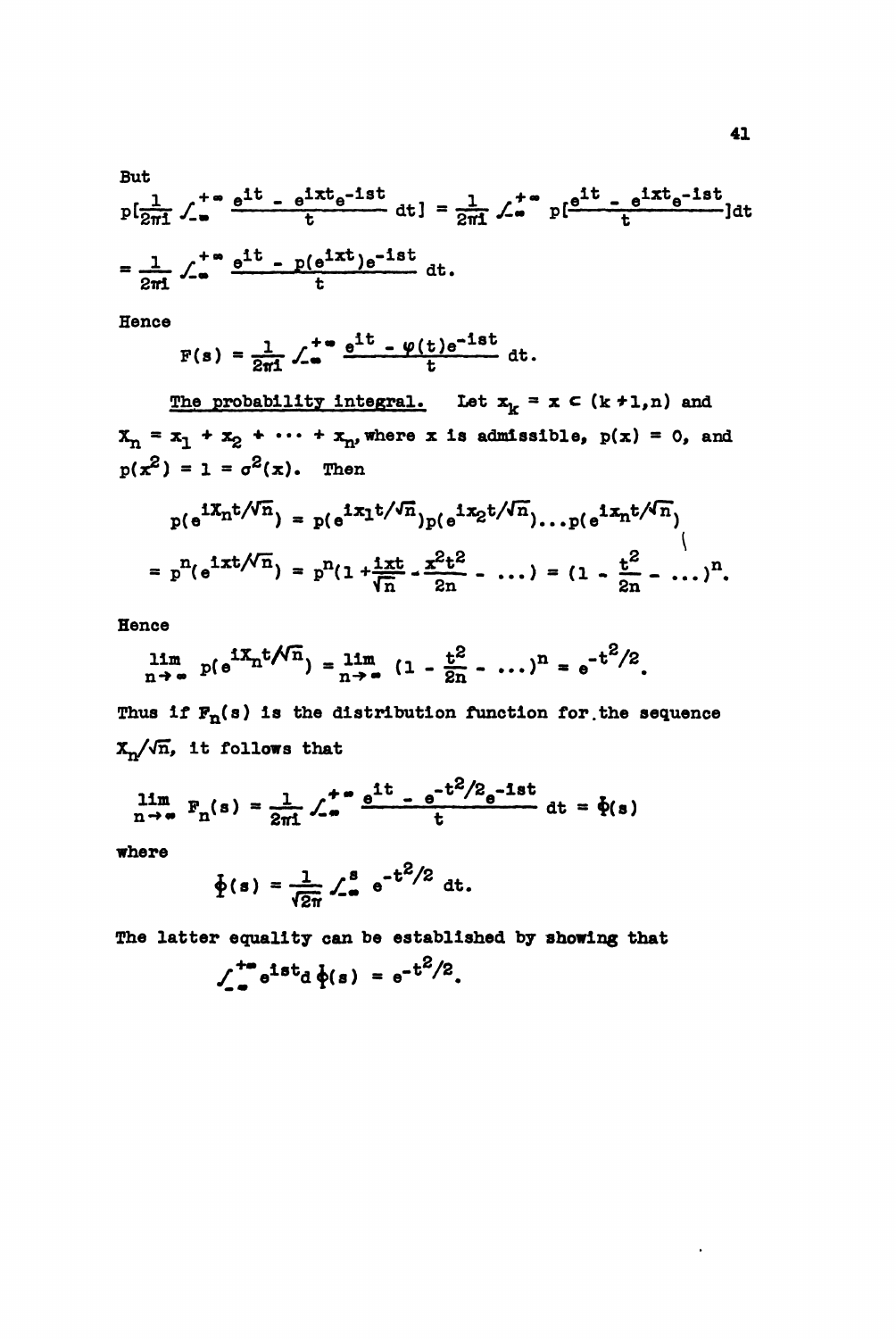But

$$p\left[\frac{1}{2\pi i}\int_{-\infty}^{+\infty} \frac{e^{it} - e^{ixt}e^{-ist}}{t}\, dt\right] = \frac{1}{2\pi i}\int_{-\infty}^{+\infty} p\left[\frac{e^{it} - e^{ixt}e^{-ist}}{t}\right] dt$$

$$= \frac{1}{2\pi i}\int_{-\infty}^{+\infty} \frac{e^{it} - p(e^{ixt})e^{-ist}}{t}\, dt.$$

Hence

$$F(s) = \frac{1}{2\pi i}\int_{-\infty}^{+\infty} \frac{e^{it} - \varphi(t)e^{-ist}}{t}\, dt.$$

<u>The probability integral.</u> Let $x_k = x \subset (k+1,n)$ and $X_n = x_1 + x_2 + \cdots + x_n$, where $x$ is admissible, $p(x) = 0$, and $p(x^2) = 1 = \sigma^2(x)$. Then

$$p(e^{iX_nt/\sqrt{n}}) = p(e^{ix_1t/\sqrt{n}})p(e^{ix_2t/\sqrt{n}})\ldots p(e^{ix_nt/\sqrt{n}})$$

$$= p^n(e^{ixt/\sqrt{n}}) = p^n(1 + \frac{ixt}{\sqrt{n}} - \frac{x^2t^2}{2n} - \ldots) = (1 - \frac{t^2}{2n} - \ldots)^n.$$

Hence

$$\lim_{n\to\infty} p(e^{iX_nt/\sqrt{n}}) = \lim_{n\to\infty} (1 - \frac{t^2}{2n} - \ldots)^n = e^{-t^2/2}.$$

Thus if $F_n(s)$ is the distribution function for the sequence $X_n/\sqrt{n}$, it follows that

$$\lim_{n\to\infty} F_n(s) = \frac{1}{2\pi i}\int_{-\infty}^{+\infty} \frac{e^{it} - e^{-t^2/2}e^{-ist}}{t}\, dt = \Phi(s)$$

where

$$\Phi(s) = \frac{1}{\sqrt{2\pi}}\int_{-\infty}^{s} e^{-t^2/2}\, dt.$$

The latter equality can be established by showing that

$$\int_{-\infty}^{+\infty} e^{ist} d\,\Phi(s) = e^{-t^2/2}.$$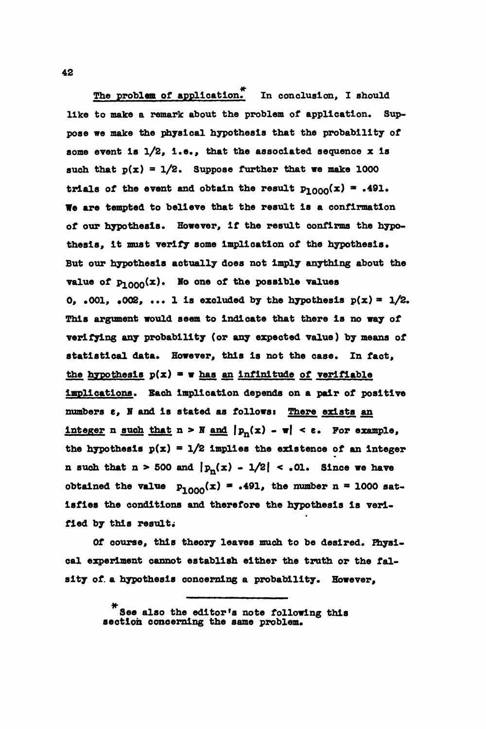<u>The problem of application.</u>* In conclusion, I should like to make a remark about the problem of application. Suppose we make the physical hypothesis that the probability of some event is 1/2, i.e., that the associated sequence x is such that $p(x) = 1/2$. Suppose further that we make 1000 trials of the event and obtain the result $p_{1000}(x) = .491$. We are tempted to believe that the result is a confirmation of our hypothesis. However, if the result confirms the hypothesis, it must verify some implication of the hypothesis. But our hypothesis actually does not imply anything about the value of $p_{1000}(x)$. No one of the possible values 0, .001, .002, ... 1 is excluded by the hypothesis $p(x) = 1/2$. This argument would seem to indicate that there is no way of verifying any probability (or any expected value) by means of statistical data. However, this is not the case. In fact, <u>the hypothesis $p(x) = w$ has an infinitude of verifiable implications</u>. Each implication depends on a pair of positive numbers $\varepsilon$, $N$ and is stated as follows: <u>There exists an integer n such that $n > N$ and $|p_n(x) - w| < \varepsilon$</u>. For example, the hypothesis $p(x) = 1/2$ implies the existence of an integer n such that $n > 500$ and $|p_n(x) - 1/2| < .01$. Since we have obtained the value $p_{1000}(x) = .491$, the number $n = 1000$ satisfies the conditions and therefore the hypothesis is verified by this result.

Of course, this theory leaves much to be desired. Physical experiment cannot establish either the truth or the falsity of a hypothesis concerning a probability. However,

---

*See also the editor's note following this section concerning the same problem.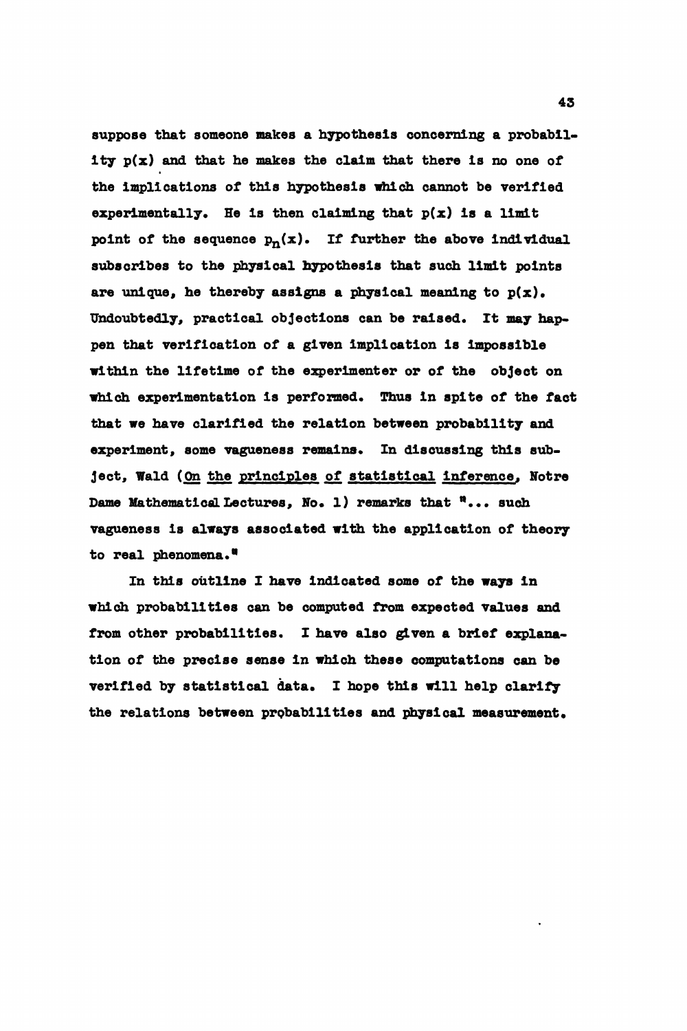suppose that someone makes a hypothesis concerning a probability $p(x)$ and that he makes the claim that there is no one of the implications of this hypothesis which cannot be verified experimentally. He is then claiming that $p(x)$ is a limit point of the sequence $p_n(x)$. If further the above individual subscribes to the physical hypothesis that such limit points are unique, he thereby assigns a physical meaning to $p(x)$. Undoubtedly, practical objections can be raised. It may happen that verification of a given implication is impossible within the lifetime of the experimenter or of the object on which experimentation is performed. Thus in spite of the fact that we have clarified the relation between probability and experiment, some vagueness remains. In discussing this subject, Wald (On the principles of statistical inference, Notre Dame Mathematical Lectures, No. 1) remarks that "... such vagueness is always associated with the application of theory to real phenomena."

In this outline I have indicated some of the ways in which probabilities can be computed from expected values and from other probabilities. I have also given a brief explanation of the precise sense in which these computations can be verified by statistical data. I hope this will help clarify the relations between probabilities and physical measurement.